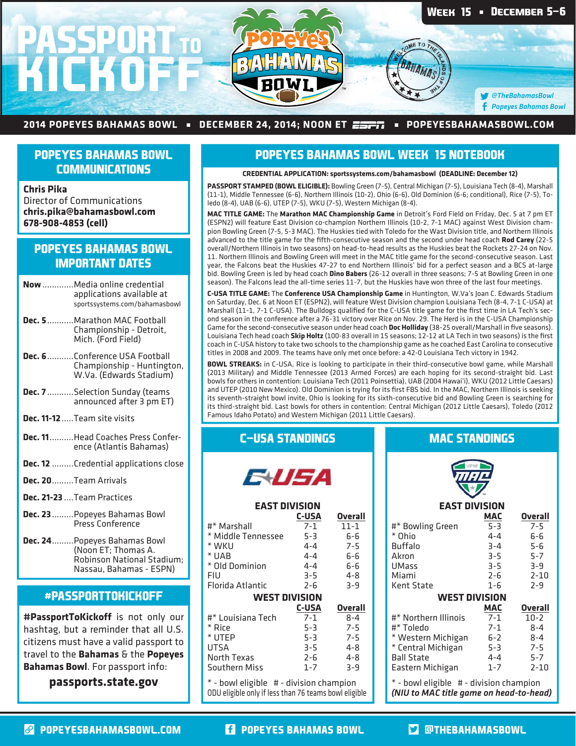# PASSPORT TO KICKOFF

**WEEK 15 ▪ DECEMBER 5–6**

@TheBahamasBowl
Popeyes Bahamas Bowl

**2014 POPEYES BAHAMAS BOWL ▪ DECEMBER 24, 2014; NOON ET ESPN ▪ POPEYESBAHAMASBOWL.COM**

## POPEYES BAHAMAS BOWL COMMUNICATIONS

**Chris Pika**
Director of Communications
**chris.pika@bahamasbowl.com**
**678-908-4853 (cell)**

## POPEYES BAHAMAS BOWL IMPORTANT DATES

- **Now**.............Media online credential applications available at sportssystems.com/bahamasbowl
- **Dec. 5**...........Marathon MAC Football Championship - Detroit, Mich. (Ford Field)
- **Dec. 6**...........Conference USA Football Championship - Huntington, W.Va. (Edwards Stadium)
- **Dec. 7**...........Selection Sunday (teams announced after 3 pm ET)
- **Dec. 11-12**.....Team site visits
- **Dec. 11**..........Head Coaches Press Conference (Atlantis Bahamas)
- **Dec. 12** .........Credential applications close
- **Dec. 20**.........Team Arrivals
- **Dec. 21-23**....Team Practices
- **Dec. 23**.........Popeyes Bahamas Bowl Press Conference
- **Dec. 24**.........Popeyes Bahamas Bowl (Noon ET; Thomas A. Robinson National Stadium; Nassau, Bahamas - ESPN)

## #PASSPORTTOKICKOFF

**#PassportToKickoff** is not only our hashtag, but a reminder that all U.S. citizens must have a valid passport to travel to the **Bahamas** & the **Popeyes Bahamas Bowl**. For passport info:

**passports.state.gov**

## POPEYES BAHAMAS BOWL WEEK 15 NOTEBOOK

**CREDENTIAL APPLICATION: sportssystems.com/bahamasbowl (DEADLINE: December 12)**

**PASSPORT STAMPED (BOWL ELIGIBLE):** Bowling Green (7-5), Central Michigan (7-5), Louisiana Tech (8-4), Marshall (11-1), Middle Tennessee (6-6), Northern Illinois (10-2), Ohio (6-6), Old Dominion (6-6; conditional), Rice (7-5), Toledo (8-4), UAB (6-6), UTEP (7-5), WKU (7-5), Western Michigan (8-4).

**MAC TITLE GAME:** The **Marathon MAC Championship Game** in Detroit's Ford Field on Friday, Dec. 5 at 7 pm ET (ESPN2) will feature East Division co-champion Northern Illinois (10-2, 7-1 MAC) against West Division champion Bowling Green (7-5, 5-3 MAC). The Huskies tied with Toledo for the Wast Division title, and Northern Illinois advanced to the title game for the fifth-consecutive season and the second under head coach **Rod Carey** (22-5 overall/Northern Illinois in two seasons) on head-to-head results as the Huskies beat the Rockets 27-24 on Nov. 11. Northern Illinois and Bowling Green will meet in the MAC title game for the second-consecutive season. Last year, the Falcons beat the Huskies 47-27 to end Northern Illinois' bid for a perfect season and a BCS at-large bid. Bowling Green is led by head coach **Dino Babers** (26-12 overall in three seasons; 7-5 at Bowling Green in one season). The Falcons lead the all-time series 11-7, but the Huskies have won three of the last four meetings.

**C-USA TITLE GAME:** The **Conference USA Championship Game** in Huntington, W.Va's Joan C. Edwards Stadium on Saturday, Dec. 6 at Noon ET (ESPN2), will feature West Division champion Louisiana Tech (8-4, 7-1 C-USA) at Marshall (11-1, 7-1 C-USA). The Bulldogs qualified for the C-USA title game for the first time in LA Tech's second season in the conference after a 76-31 victory over Rice on Nov. 29. The Herd is in the C-USA Championship Game for the second-consecutive season under head coach **Doc Holliday** (38-25 overall/Marshall in five seasons). Louisiana Tech head coach **Skip Holtz** (100-83 overall in 15 seasons; 12-12 at LA Tech in two seasons) is the first coach in C-USA history to take two schools to the championship game as he coached East Carolina to consecutive titles in 2008 and 2009. The teams have only met once before: a 42-0 Louisiana Tech victory in 1942.

**BOWL STREAKS:** in C-USA, Rice is looking to participate in their third-consecutive bowl game, while Marshall (2013 Military) and Middle Tennessee (2013 Armed Forces) are each hoping for its second-straight bid. Last bowls for others in contention: Louisiana Tech (2011 Poinsettia), UAB (2004 Hawai'i), WKU (2012 Little Caesars) and UTEP (2010 New Mexico). Old Dominion is trying for its first FBS bid. In the MAC, Northern Illinois is seeking its seventh-straight bowl invite, Ohio is looking for its sixth-consecutive bid and Bowling Green is searching for its third-straight bid. Last bowls for others in contention: Central Michigan (2012 Little Caesars), Toledo (2012 Famous Idaho Potato) and Western Michigan (2011 Little Caesars).

## C-USA STANDINGS

**EAST DIVISION**

| | C-USA | Overall |
|---|---|---|
| #* Marshall | 7-1 | 11-1 |
| * Middle Tennessee | 5-3 | 6-6 |
| * WKU | 4-4 | 7-5 |
| * UAB | 4-4 | 6-6 |
| * Old Dominion | 4-4 | 6-6 |
| FIU | 3-5 | 4-8 |
| Florida Atlantic | 2-6 | 3-9 |

**WEST DIVISION**

| | C-USA | Overall |
|---|---|---|
| #* Louisiana Tech | 7-1 | 8-4 |
| * Rice | 5-3 | 7-5 |
| * UTEP | 5-3 | 7-5 |
| UTSA | 3-5 | 4-8 |
| North Texas | 2-6 | 4-8 |
| Southern Miss | 1-7 | 3-9 |

\* - bowl eligible # - division champion
ODU eligible only if less than 76 teams bowl eligible

## MAC STANDINGS

**EAST DIVISION**

| | MAC | Overall |
|---|---|---|
| #* Bowling Green | 5-3 | 7-5 |
| * Ohio | 4-4 | 6-6 |
| Buffalo | 3-4 | 5-6 |
| Akron | 3-5 | 5-7 |
| UMass | 3-5 | 3-9 |
| Miami | 2-6 | 2-10 |
| Kent State | 1-6 | 2-9 |

**WEST DIVISION**

| | MAC | Overall |
|---|---|---|
| #* Northern Illinois | 7-1 | 10-2 |
| #* Toledo | 7-1 | 8-4 |
| * Western Michigan | 6-2 | 8-4 |
| * Central Michigan | 5-3 | 7-5 |
| Ball State | 4-4 | 5-7 |
| Eastern Michigan | 1-7 | 2-10 |

\* - bowl eligible # - division champion
*(NIU to MAC title game on head-to-head)*

POPEYESBAHAMASBOWL.COM ▪ POPEYES BAHAMAS BOWL ▪ @THEBAHAMASBOWL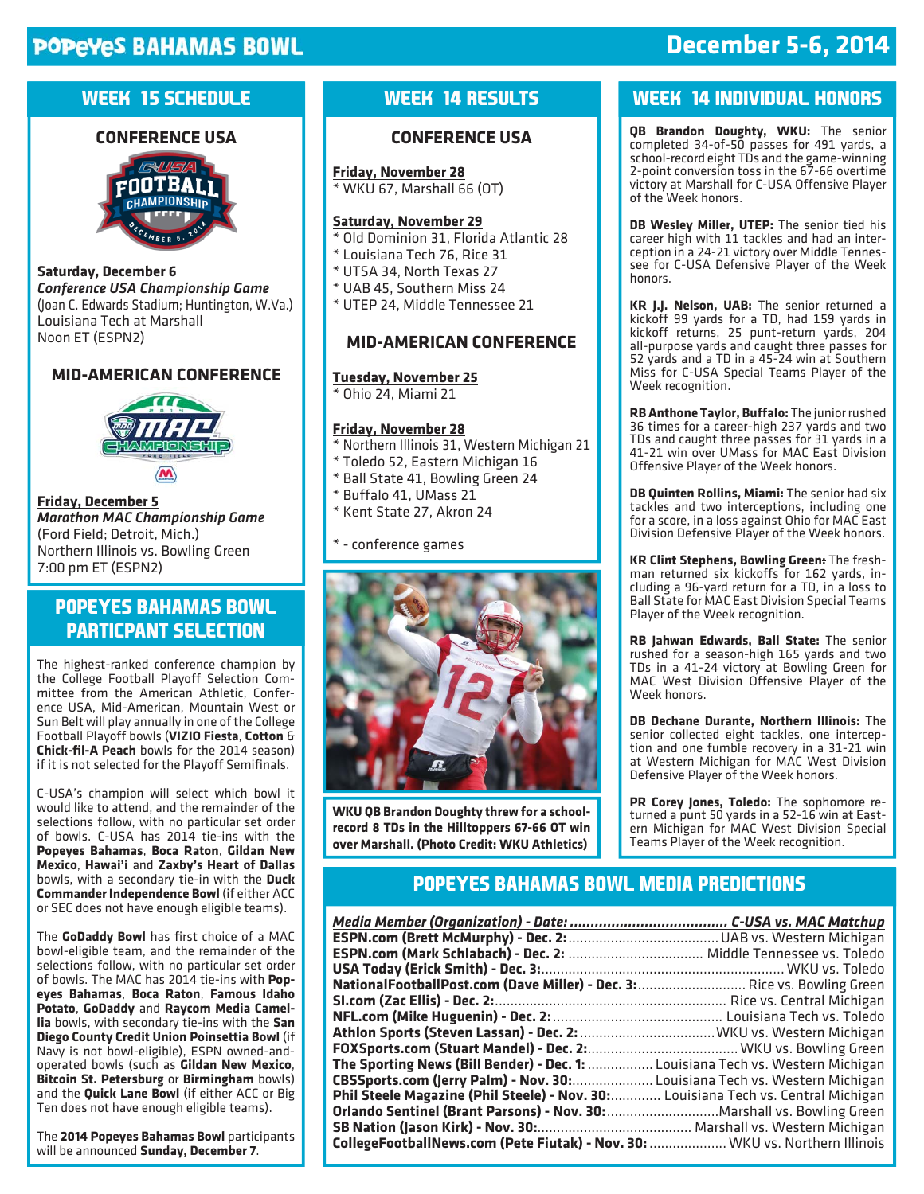# POPEYES BAHAMAS BOWL

December 5-6, 2014

## WEEK 15 SCHEDULE

### CONFERENCE USA

**Saturday, December 6**
*Conference USA Championship Game*
(Joan C. Edwards Stadium; Huntington, W.Va.)
Louisiana Tech at Marshall
Noon ET (ESPN2)

### MID-AMERICAN CONFERENCE

**Friday, December 5**
*Marathon MAC Championship Game*
(Ford Field; Detroit, Mich.)
Northern Illinois vs. Bowling Green
7:00 pm ET (ESPN2)

## POPEYES BAHAMAS BOWL PARTICPANT SELECTION

The highest-ranked conference champion by the College Football Playoff Selection Committee from the American Athletic, Conference USA, Mid-American, Mountain West or Sun Belt will play annually in one of the College Football Playoff bowls (**VIZIO Fiesta**, **Cotton** & **Chick-fil-A Peach** bowls for the 2014 season) if it is not selected for the Playoff Semifinals.

C-USA's champion will select which bowl it would like to attend, and the remainder of the selections follow, with no particular set order of bowls. C-USA has 2014 tie-ins with the **Popeyes Bahamas**, **Boca Raton**, **Gildan New Mexico**, **Hawai'i** and **Zaxby's Heart of Dallas** bowls, with a secondary tie-in with the **Duck Commander Independence Bowl** (if either ACC or SEC does not have enough eligible teams).

The **GoDaddy Bowl** has first choice of a MAC bowl-eligible team, and the remainder of the selections follow, with no particular set order of bowls. The MAC has 2014 tie-ins with **Popeyes Bahamas**, **Boca Raton**, **Famous Idaho Potato**, **GoDaddy** and **Raycom Media Camellia** bowls, with secondary tie-ins with the **San Diego County Credit Union Poinsettia Bowl** (if Navy is not bowl-eligible), ESPN owned-and-operated bowls (such as **Gildan New Mexico**, **Bitcoin St. Petersburg** or **Birmingham** bowls) and the **Quick Lane Bowl** (if either ACC or Big Ten does not have enough eligible teams).

The **2014 Popeyes Bahamas Bowl** participants will be announced **Sunday, December 7**.

## WEEK 14 RESULTS

### CONFERENCE USA

**Friday, November 28**
* WKU 67, Marshall 66 (OT)

**Saturday, November 29**
* Old Dominion 31, Florida Atlantic 28
* Louisiana Tech 76, Rice 31
* UTSA 34, North Texas 27
* UAB 45, Southern Miss 24
* UTEP 24, Middle Tennessee 21

### MID-AMERICAN CONFERENCE

**Tuesday, November 25**
* Ohio 24, Miami 21

**Friday, November 28**
* Northern Illinois 31, Western Michigan 21
* Toledo 52, Eastern Michigan 16
* Ball State 41, Bowling Green 24
* Buffalo 41, UMass 21
* Kent State 27, Akron 24

\* - conference games

**WKU QB Brandon Doughty threw for a school-record 8 TDs in the Hilltoppers 67-66 OT win over Marshall. (Photo Credit: WKU Athletics)**

## WEEK 14 INDIVIDUAL HONORS

**QB Brandon Doughty, WKU:** The senior completed 34-of-50 passes for 491 yards, a school-record eight TDs and the game-winning 2-point conversion toss in the 67-66 overtime victory at Marshall for C-USA Offensive Player of the Week honors.

**DB Wesley Miller, UTEP:** The senior tied his career high with 11 tackles and had an interception in a 24-21 victory over Middle Tennessee for C-USA Defensive Player of the Week honors.

**KR J.J. Nelson, UAB:** The senior returned a kickoff 99 yards for a TD, had 159 yards in kickoff returns, 25 punt-return yards, 204 all-purpose yards and caught three passes for 52 yards and a TD in a 45-24 win at Southern Miss for C-USA Special Teams Player of the Week recognition.

**RB Anthone Taylor, Buffalo:** The junior rushed 36 times for a career-high 237 yards and two TDs and caught three passes for 31 yards in a 41-21 win over UMass for MAC East Division Offensive Player of the Week honors.

**DB Quinten Rollins, Miami:** The senior had six tackles and two interceptions, including one for a score, in a loss against Ohio for MAC East Division Defensive Player of the Week honors.

**KR Clint Stephens, Bowling Green:** The freshman returned six kickoffs for 162 yards, including a 96-yard return for a TD, in a loss to Ball State for MAC East Division Special Teams Player of the Week recognition.

**RB Jahwan Edwards, Ball State:** The senior rushed for a season-high 165 yards and two TDs in a 41-24 victory at Bowling Green for MAC West Division Offensive Player of the Week honors.

**DB Dechane Durante, Northern Illinois:** The senior collected eight tackles, one interception and one fumble recovery in a 31-21 win at Western Michigan for MAC West Division Defensive Player of the Week honors.

**PR Corey Jones, Toledo:** The sophomore returned a punt 50 yards in a 52-16 win at Eastern Michigan for MAC West Division Special Teams Player of the Week recognition.

## POPEYES BAHAMAS BOWL MEDIA PREDICTIONS

| *Media Member (Organization) - Date:* | *C-USA vs. MAC Matchup* |
|---|---|
| **ESPN.com (Brett McMurphy) - Dec. 2:** | UAB vs. Western Michigan |
| **ESPN.com (Mark Schlabach) - Dec. 2:** | Middle Tennessee vs. Toledo |
| **USA Today (Erick Smith) - Dec. 3:** | WKU vs. Toledo |
| **NationalFootballPost.com (Dave Miller) - Dec. 3:** | Rice vs. Bowling Green |
| **SI.com (Zac Ellis) - Dec. 2:** | Rice vs. Central Michigan |
| **NFL.com (Mike Huguenin) - Dec. 2:** | Louisiana Tech vs. Toledo |
| **Athlon Sports (Steven Lassan) - Dec. 2:** | WKU vs. Western Michigan |
| **FOXSports.com (Stuart Mandel) - Dec. 2:** | WKU vs. Bowling Green |
| **The Sporting News (Bill Bender) - Dec. 1:** | Louisiana Tech vs. Western Michigan |
| **CBSSports.com (Jerry Palm) - Nov. 30:** | Louisiana Tech vs. Western Michigan |
| **Phil Steele Magazine (Phil Steele) - Nov. 30:** | Louisiana Tech vs. Central Michigan |
| **Orlando Sentinel (Brant Parsons) - Nov. 30:** | Marshall vs. Bowling Green |
| **SB Nation (Jason Kirk) - Nov. 30:** | Marshall vs. Western Michigan |
| **CollegeFootballNews.com (Pete Fiutak) - Nov. 30:** | WKU vs. Northern Illinois |